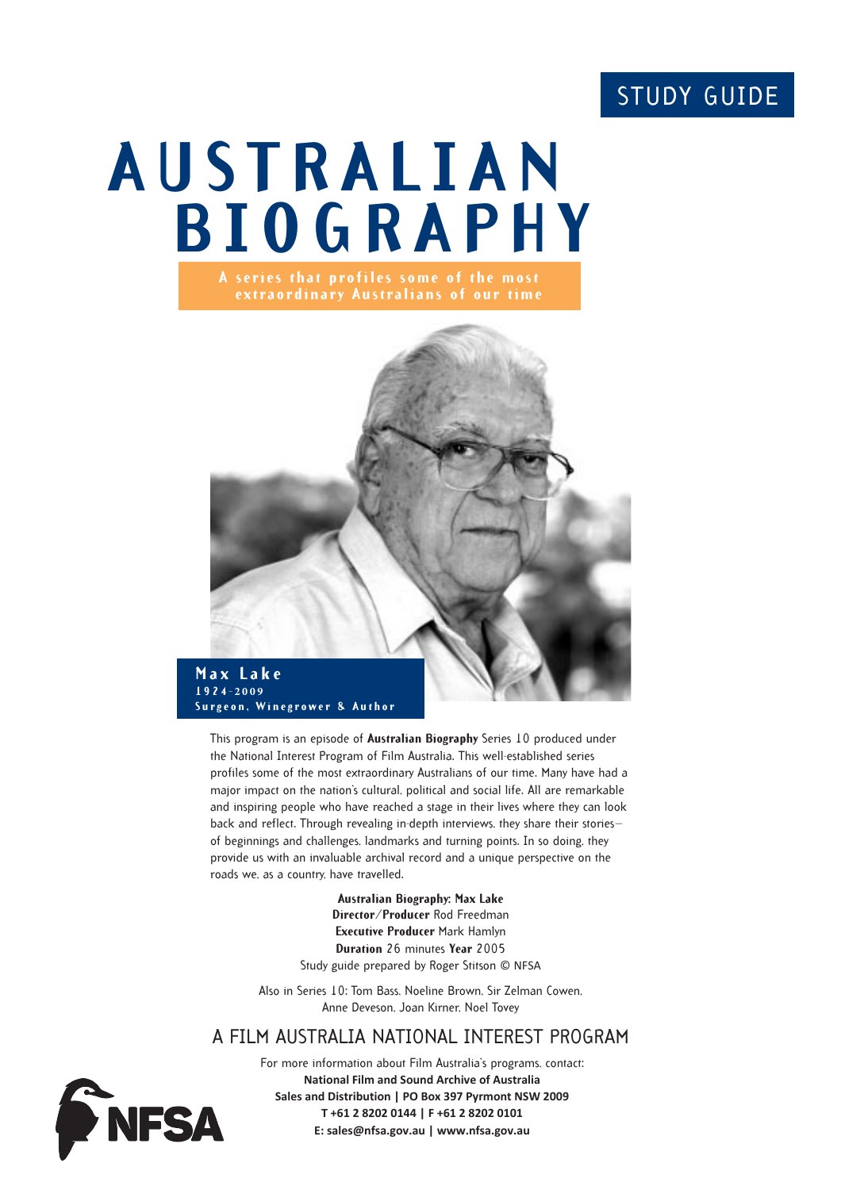STUDY GUIDE

# AUSTRALIAN BIOGRAPHY

**A series that profiles some of the most extraordinary Australians of our time**

**Max Lake**
**1924–2009**
**Surgeon, Winegrower & Author**

This program is an episode of **Australian Biography** Series 10 produced under the National Interest Program of Film Australia. This well-established series profiles some of the most extraordinary Australians of our time. Many have had a major impact on the nation's cultural, political and social life. All are remarkable and inspiring people who have reached a stage in their lives where they can look back and reflect. Through revealing in-depth interviews, they share their stories—of beginnings and challenges, landmarks and turning points. In so doing, they provide us with an invaluable archival record and a unique perspective on the roads we, as a country, have travelled.

**Australian Biography: Max Lake**
**Director/Producer** Rod Freedman
**Executive Producer** Mark Hamlyn
**Duration** 26 minutes **Year** 2005
Study guide prepared by Roger Stitson © NFSA

Also in Series 10: Tom Bass, Noeline Brown, Sir Zelman Cowen, Anne Deveson, Joan Kirner, Noel Tovey

## A FILM AUSTRALIA NATIONAL INTEREST PROGRAM

For more information about Film Australia's programs, contact:
**National Film and Sound Archive of Australia**
**Sales and Distribution | PO Box 397 Pyrmont NSW 2009**
**T +61 2 8202 0144 | F +61 2 8202 0101**
**E: sales@nfsa.gov.au | www.nfsa.gov.au**

NFSA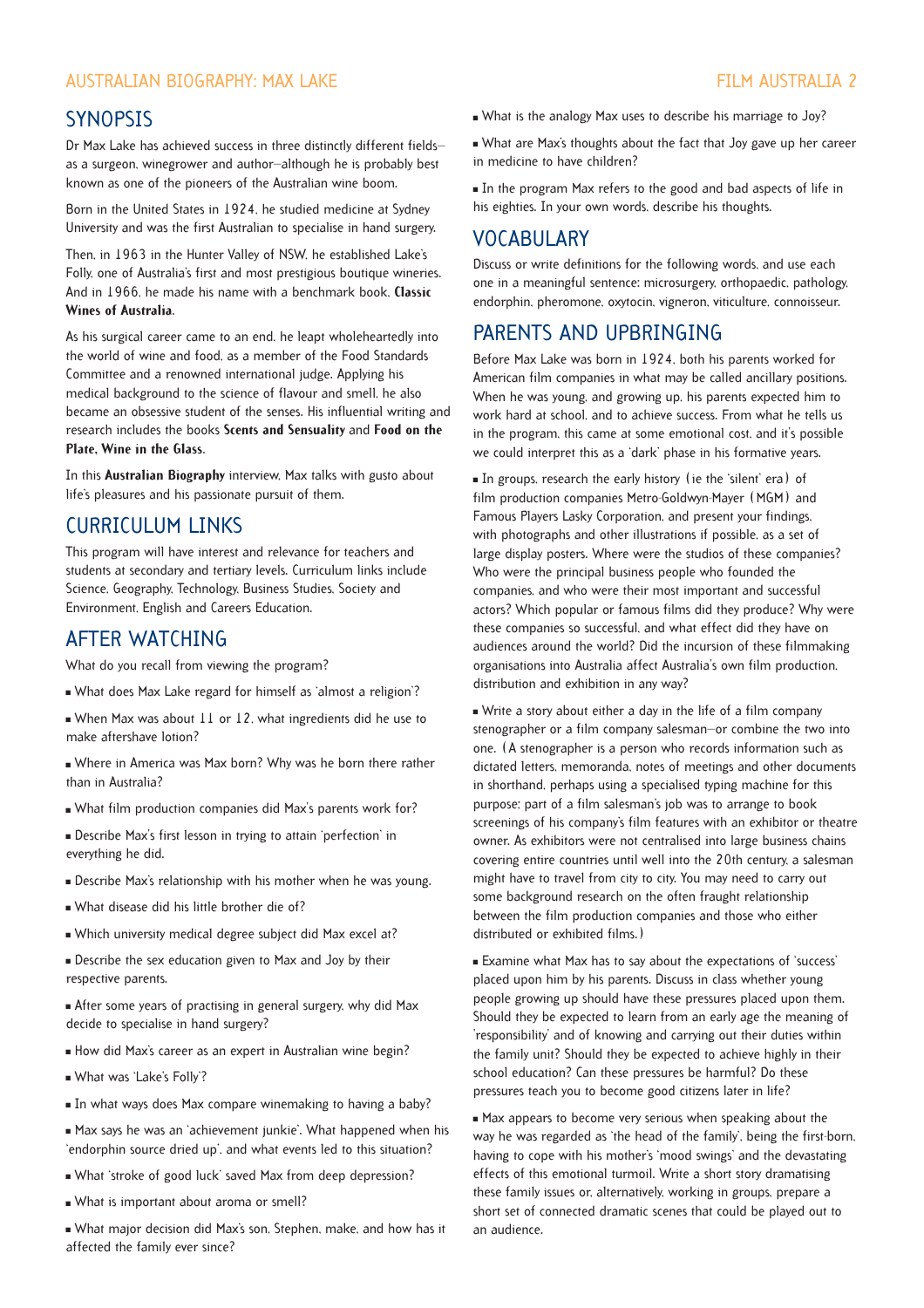## SYNOPSIS

Dr Max Lake has achieved success in three distinctly different fields—as a surgeon, winegrower and author—although he is probably best known as one of the pioneers of the Australian wine boom.

Born in the United States in 1924, he studied medicine at Sydney University and was the first Australian to specialise in hand surgery.

Then, in 1963 in the Hunter Valley of NSW, he established Lake's Folly, one of Australia's first and most prestigious boutique wineries. And in 1966, he made his name with a benchmark book, **Classic Wines of Australia**.

As his surgical career came to an end, he leapt wholeheartedly into the world of wine and food, as a member of the Food Standards Committee and a renowned international judge. Applying his medical background to the science of flavour and smell, he also became an obsessive student of the senses. His influential writing and research includes the books **Scents and Sensuality** and **Food on the Plate, Wine in the Glass**.

In this **Australian Biography** interview, Max talks with gusto about life's pleasures and his passionate pursuit of them.

## CURRICULUM LINKS

This program will have interest and relevance for teachers and students at secondary and tertiary levels. Curriculum links include Science, Geography, Technology, Business Studies, Society and Environment, English and Careers Education.

## AFTER WATCHING

What do you recall from viewing the program?

- What does Max Lake regard for himself as 'almost a religion'?
- When Max was about 11 or 12, what ingredients did he use to make aftershave lotion?
- Where in America was Max born? Why was he born there rather than in Australia?
- What film production companies did Max's parents work for?
- Describe Max's first lesson in trying to attain 'perfection' in everything he did.
- Describe Max's relationship with his mother when he was young.
- What disease did his little brother die of?
- Which university medical degree subject did Max excel at?
- Describe the sex education given to Max and Joy by their respective parents.
- After some years of practising in general surgery, why did Max decide to specialise in hand surgery?
- How did Max's career as an expert in Australian wine begin?
- What was 'Lake's Folly'?
- In what ways does Max compare winemaking to having a baby?
- Max says he was an 'achievement junkie'. What happened when his 'endorphin source dried up', and what events led to this situation?
- What 'stroke of good luck' saved Max from deep depression?
- What is important about aroma or smell?
- What major decision did Max's son, Stephen, make, and how has it affected the family ever since?
- What is the analogy Max uses to describe his marriage to Joy?
- What are Max's thoughts about the fact that Joy gave up her career in medicine to have children?
- In the program Max refers to the good and bad aspects of life in his eighties. In your own words, describe his thoughts.

## VOCABULARY

Discuss or write definitions for the following words, and use each one in a meaningful sentence: microsurgery, orthopaedic, pathology, endorphin, pheromone, oxytocin, vigneron, viticulture, connoisseur.

## PARENTS AND UPBRINGING

Before Max Lake was born in 1924, both his parents worked for American film companies in what may be called ancillary positions. When he was young, and growing up, his parents expected him to work hard at school, and to achieve success. From what he tells us in the program, this came at some emotional cost, and it's possible we could interpret this as a 'dark' phase in his formative years.

- In groups, research the early history (ie the 'silent' era) of film production companies Metro-Goldwyn-Mayer (MGM) and Famous Players Lasky Corporation, and present your findings, with photographs and other illustrations if possible, as a set of large display posters. Where were the studios of these companies? Who were the principal business people who founded the companies, and who were their most important and successful actors? Which popular or famous films did they produce? Why were these companies so successful, and what effect did they have on audiences around the world? Did the incursion of these filmmaking organisations into Australia affect Australia's own film production, distribution and exhibition in any way?
- Write a story about either a day in the life of a film company stenographer or a film company salesman—or combine the two into one. (A stenographer is a person who records information such as dictated letters, memoranda, notes of meetings and other documents in shorthand, perhaps using a specialised typing machine for this purpose; part of a film salesman's job was to arrange to book screenings of his company's film features with an exhibitor or theatre owner. As exhibitors were not centralised into large business chains covering entire countries until well into the 20th century, a salesman might have to travel from city to city. You may need to carry out some background research on the often fraught relationship between the film production companies and those who either distributed or exhibited films.)
- Examine what Max has to say about the expectations of 'success' placed upon him by his parents. Discuss in class whether young people growing up should have these pressures placed upon them. Should they be expected to learn from an early age the meaning of 'responsibility' and of knowing and carrying out their duties within the family unit? Should they be expected to achieve highly in their school education? Can these pressures be harmful? Do these pressures teach you to become good citizens later in life?
- Max appears to become very serious when speaking about the way he was regarded as 'the head of the family', being the first-born, having to cope with his mother's 'mood swings' and the devastating effects of this emotional turmoil. Write a short story dramatising these family issues or, alternatively, working in groups, prepare a short set of connected dramatic scenes that could be played out to an audience.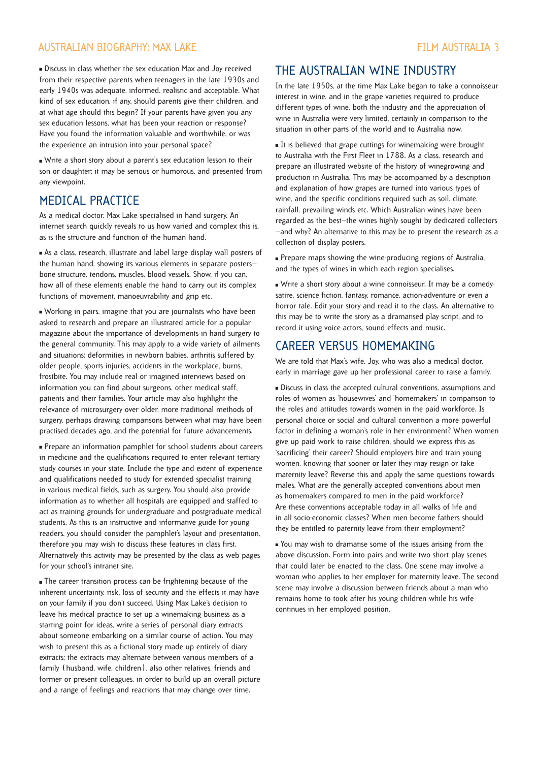- Discuss in class whether the sex education Max and Joy received from their respective parents when teenagers in the late 1930s and early 1940s was adequate, informed, realistic and acceptable. What kind of sex education, if any, should parents give their children, and at what age should this begin? If your parents have given you any sex education lessons, what has been your reaction or response? Have you found the information valuable and worthwhile, or was the experience an intrusion into your personal space?

- Write a short story about a parent's sex education lesson to their son or daughter; it may be serious or humorous, and presented from any viewpoint.

## MEDICAL PRACTICE

As a medical doctor, Max Lake specialised in hand surgery. An internet search quickly reveals to us how varied and complex this is, as is the structure and function of the human hand.

- As a class, research, illustrate and label large display wall posters of the human hand, showing its various elements in separate posters—bone structure, tendons, muscles, blood vessels. Show, if you can, how all of these elements enable the hand to carry out its complex functions of movement, manoeuvrability and grip etc.

- Working in pairs, imagine that you are journalists who have been asked to research and prepare an illustrated article for a popular magazine about the importance of developments in hand surgery to the general community. This may apply to a wide variety of ailments and situations: deformities in newborn babies, arthritis suffered by older people, sports injuries, accidents in the workplace, burns, frostbite. You may include real or imagined interviews based on information you can find about surgeons, other medical staff, patients and their families. Your article may also highlight the relevance of microsurgery over older, more traditional methods of surgery, perhaps drawing comparisons between what may have been practised decades ago, and the potential for future advancements.

- Prepare an information pamphlet for school students about careers in medicine and the qualifications required to enter relevant tertiary study courses in your state. Include the type and extent of experience and qualifications needed to study for extended specialist training in various medical fields, such as surgery. You should also provide information as to whether all hospitals are equipped and staffed to act as training grounds for undergraduate and postgraduate medical students. As this is an instructive and informative guide for young readers, you should consider the pamphlet's layout and presentation, therefore you may wish to discuss these features in class first. Alternatively this activity may be presented by the class as web pages for your school's intranet site.

- The career transition process can be frightening because of the inherent uncertainty, risk, loss of security and the effects it may have on your family if you don't succeed. Using Max Lake's decision to leave his medical practice to set up a winemaking business as a starting point for ideas, write a series of personal diary extracts about someone embarking on a similar course of action. You may wish to present this as a fictional story made up entirely of diary extracts; the extracts may alternate between various members of a family (husband, wife, children), also other relatives, friends and former or present colleagues, in order to build up an overall picture and a range of feelings and reactions that may change over time.

## THE AUSTRALIAN WINE INDUSTRY

In the late 1950s, at the time Max Lake began to take a connoisseur interest in wine, and in the grape varieties required to produce different types of wine, both the industry and the appreciation of wine in Australia were very limited, certainly in comparison to the situation in other parts of the world and to Australia now.

- It is believed that grape cuttings for winemaking were brought to Australia with the First Fleet in 1788. As a class, research and prepare an illustrated website of the history of winegrowing and production in Australia. This may be accompanied by a description and explanation of how grapes are turned into various types of wine, and the specific conditions required such as soil, climate, rainfall, prevailing winds etc. Which Australian wines have been regarded as the best—the wines highly sought by dedicated collectors—and why? An alternative to this may be to present the research as a collection of display posters.

- Prepare maps showing the wine-producing regions of Australia, and the types of wines in which each region specialises.

- Write a short story about a wine connoisseur. It may be a comedy-satire, science fiction, fantasy, romance, action-adventure or even a horror tale. Edit your story and read it to the class. An alternative to this may be to write the story as a dramatised play script, and to record it using voice actors, sound effects and music.

## CAREER VERSUS HOMEMAKING

We are told that Max's wife, Joy, who was also a medical doctor, early in marriage gave up her professional career to raise a family.

- Discuss in class the accepted cultural conventions, assumptions and roles of women as 'housewives' and 'homemakers' in comparison to the roles and attitudes towards women in the paid workforce. Is personal choice or social and cultural convention a more powerful factor in defining a woman's role in her environment? When women give up paid work to raise children, should we express this as 'sacrificing' their career? Should employers hire and train young women, knowing that sooner or later they may resign or take maternity leave? Reverse this and apply the same questions towards males. What are the generally accepted conventions about men as homemakers compared to men in the paid workforce? Are these conventions acceptable today in all walks of life and in all socio-economic classes? When men become fathers should they be entitled to paternity leave from their employment?

- You may wish to dramatise some of the issues arising from the above discussion. Form into pairs and write two short play scenes that could later be enacted to the class. One scene may involve a woman who applies to her employer for maternity leave. The second scene may involve a discussion between friends about a man who remains home to took after his young children while his wife continues in her employed position.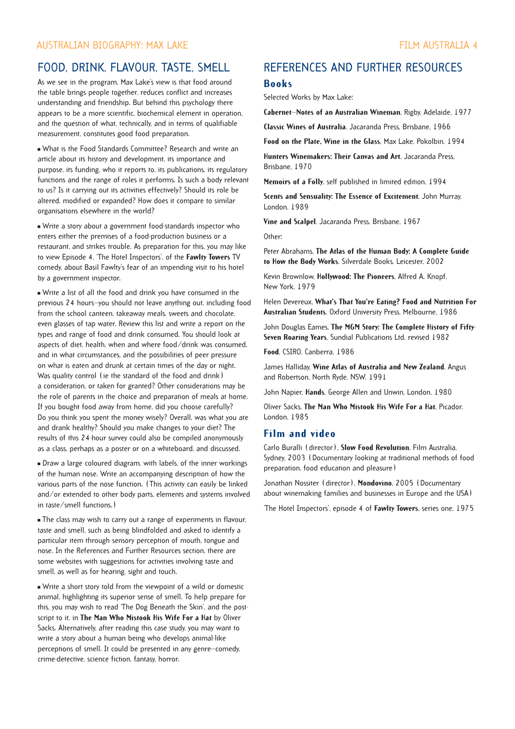## FOOD, DRINK, FLAVOUR, TASTE, SMELL

As we see in the program, Max Lake's view is that food around the table brings people together, reduces conflict and increases understanding and friendship. But behind this psychology there appears to be a more scientific, biochemical element in operation, and the question of what, technically, and in terms of qualifiable measurement, constitutes good food preparation.

- What is the Food Standards Committee? Research and write an article about its history and development, its importance and purpose, its funding, who it reports to, its publications, its regulatory functions and the range of roles it performs. Is such a body relevant to us? Is it carrying out its activities effectively? Should its role be altered, modified or expanded? How does it compare to similar organisations elsewhere in the world?

- Write a story about a government food-standards inspector who enters either the premises of a food-production business or a restaurant, and strikes trouble. As preparation for this, you may like to view Episode 4, 'The Hotel Inspectors', of the **Fawlty Towers** TV comedy, about Basil Fawlty's fear of an impending visit to his hotel by a government inspector.

- Write a list of all the food and drink you have consumed in the previous 24 hours—you should not leave anything out, including food from the school canteen, takeaway meals, sweets and chocolate, even glasses of tap water. Review this list and write a report on the types and range of food and drink consumed. You should look at aspects of diet, health, when and where food/drink was consumed, and in what circumstances, and the possibilities of peer pressure on what is eaten and drunk at certain times of the day or night. Was quality control (ie the standard of the food and drink) a consideration, or taken for granted? Other considerations may be the role of parents in the choice and preparation of meals at home. If you bought food away from home, did you choose carefully? Do you think you spent the money wisely? Overall, was what you ate and drank healthy? Should you make changes to your diet? The results of this 24-hour survey could also be compiled anonymously as a class, perhaps as a poster or on a whiteboard, and discussed.

- Draw a large coloured diagram, with labels, of the inner workings of the human nose. Write an accompanying description of how the various parts of the nose function. (This activity can easily be linked and/or extended to other body parts, elements and systems involved in taste/smell functions.)

- The class may wish to carry out a range of experiments in flavour, taste and smell, such as being blindfolded and asked to identify a particular item through sensory perception of mouth, tongue and nose. In the References and Further Resources section, there are some websites with suggestions for activities involving taste and smell, as well as for hearing, sight and touch.

- Write a short story told from the viewpoint of a wild or domestic animal, highlighting its superior sense of smell. To help prepare for this, you may wish to read 'The Dog Beneath the Skin', and the post-script to it, in **The Man Who Mistook His Wife For a Hat** by Oliver Sacks. Alternatively, after reading this case study, you may want to write a story about a human being who develops animal-like perceptions of smell. It could be presented in any genre—comedy, crime-detective, science fiction, fantasy, horror.

## REFERENCES AND FURTHER RESOURCES

### Books

Selected Works by Max Lake:

**Cabernet—Notes of an Australian Wineman**, Rigby, Adelaide, 1977

**Classic Wines of Australia**, Jacaranda Press, Brisbane, 1966

**Food on the Plate, Wine in the Glass**, Max Lake, Pokolbin, 1994

**Hunters Winemakers: Their Canvas and Art**, Jacaranda Press, Brisbane, 1970

**Memoirs of a Folly**, self published in limited edition, 1994

**Scents and Sensuality: The Essence of Excitement**, John Murray, London, 1989

**Vine and Scalpel**, Jacaranda Press, Brisbane, 1967

Other:

Peter Abrahams, **The Atlas of the Human Body: A Complete Guide to How the Body Works**, Silverdale Books, Leicester, 2002

Kevin Brownlow, **Hollywood: The Pioneers**, Alfred A. Knopf, New York, 1979

Helen Devereux, **What's That You're Eating? Food and Nutrition For Australian Students**, Oxford University Press, Melbourne, 1986

John Douglas Eames, **The MGM Story: The Complete History of Fifty-Seven Roaring Years**, Sundial Publications Ltd, revised 1982

**Food**, CSIRO, Canberra, 1986

James Halliday, **Wine Atlas of Australia and New Zealand**, Angus and Robertson, North Ryde, NSW, 1991

John Napier, **Hands**, George Allen and Unwin, London, 1980

Oliver Sacks, **The Man Who Mistook His Wife For a Hat**, Picador, London, 1985

### Film and video

Carlo Buralli (director), **Slow Food Revolution**, Film Australia, Sydney, 2003 (Documentary looking at traditional methods of food preparation, food education and pleasure)

Jonathan Nossiter (director), **Mondovino**, 2005 (Documentary about winemaking families and businesses in Europe and the USA)

'The Hotel Inspectors', episode 4 of **Fawlty Towers**, series one, 1975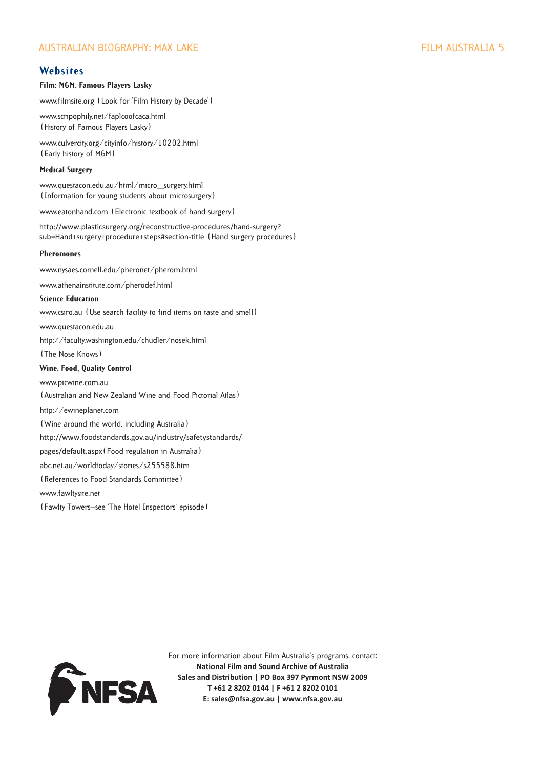## Websites

### Film: MGM, Famous Players Lasky

www.filmsite.org (Look for 'Film History by Decade')

www.scripophily.net/faplcoofcaca.html
(History of Famous Players Lasky)

www.culvercity.org/cityinfo/history/10202.html
(Early history of MGM)

### Medical Surgery

www.questacon.edu.au/html/micro_surgery.html
(Information for young students about microsurgery)

www.eatonhand.com (Electronic textbook of hand surgery)

http://www.plasticsurgery.org/reconstructive-procedures/hand-surgery?sub=Hand+surgery+procedure+steps#section-title (Hand surgery procedures)

### Pheromones

www.nysaes.cornell.edu/pheronet/pherom.html

www.athenainstitute.com/pherodef.html

### Science Education

www.csiro.au (Use search facility to find items on taste and smell)

www.questacon.edu.au

http://faculty.washington.edu/chudler/nosek.html

(The Nose Knows)

### Wine, Food, Quality Control

www.picwine.com.au

(Australian and New Zealand Wine and Food Pictorial Atlas)

http://ewineplanet.com

(Wine around the world, including Australia)

http://www.foodstandards.gov.au/industry/safetystandards/pages/default.aspx (Food regulation in Australia)

abc.net.au/worldtoday/stories/s255588.htm

(References to Food Standards Committee)

www.fawltysite.net

(Fawlty Towers—see 'The Hotel Inspectors' episode)

For more information about Film Australia's programs, contact:
**National Film and Sound Archive of Australia**
**Sales and Distribution | PO Box 397 Pyrmont NSW 2009**
**T +61 2 8202 0144 | F +61 2 8202 0101**
**E: sales@nfsa.gov.au | www.nfsa.gov.au**